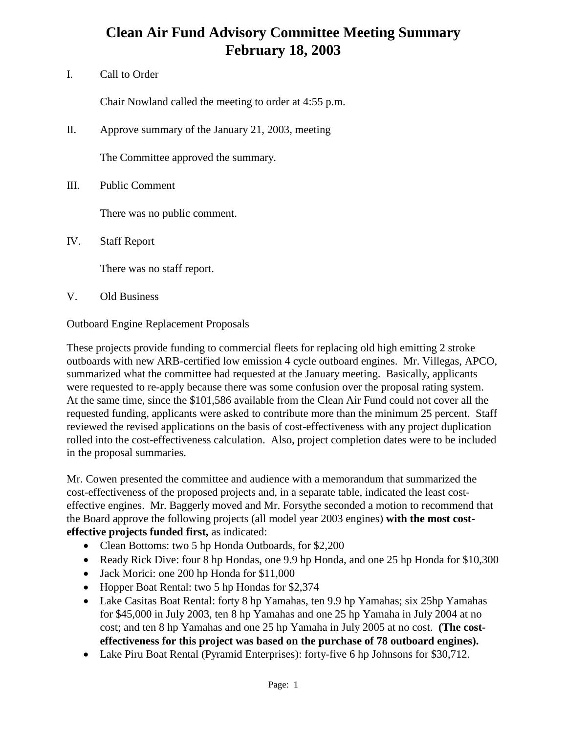# Clean Air Fund Advisory Committee Meeting Summary
# February 18, 2003

I. Call to Order

Chair Nowland called the meeting to order at 4:55 p.m.

II. Approve summary of the January 21, 2003, meeting

The Committee approved the summary.

III. Public Comment

There was no public comment.

IV. Staff Report

There was no staff report.

V. Old Business

Outboard Engine Replacement Proposals

These projects provide funding to commercial fleets for replacing old high emitting 2 stroke outboards with new ARB-certified low emission 4 cycle outboard engines. Mr. Villegas, APCO, summarized what the committee had requested at the January meeting. Basically, applicants were requested to re-apply because there was some confusion over the proposal rating system. At the same time, since the $101,586 available from the Clean Air Fund could not cover all the requested funding, applicants were asked to contribute more than the minimum 25 percent. Staff reviewed the revised applications on the basis of cost-effectiveness with any project duplication rolled into the cost-effectiveness calculation. Also, project completion dates were to be included in the proposal summaries.

Mr. Cowen presented the committee and audience with a memorandum that summarized the cost-effectiveness of the proposed projects and, in a separate table, indicated the least cost-effective engines. Mr. Baggerly moved and Mr. Forsythe seconded a motion to recommend that the Board approve the following projects (all model year 2003 engines) **with the most cost-effective projects funded first,** as indicated:

- Clean Bottoms: two 5 hp Honda Outboards, for $2,200
- Ready Rick Dive: four 8 hp Hondas, one 9.9 hp Honda, and one 25 hp Honda for $10,300
- Jack Morici: one 200 hp Honda for $11,000
- Hopper Boat Rental: two 5 hp Hondas for $2,374
- Lake Casitas Boat Rental: forty 8 hp Yamahas, ten 9.9 hp Yamahas; six 25hp Yamahas for $45,000 in July 2003, ten 8 hp Yamahas and one 25 hp Yamaha in July 2004 at no cost; and ten 8 hp Yamahas and one 25 hp Yamaha in July 2005 at no cost. **(The cost-effectiveness for this project was based on the purchase of 78 outboard engines).**
- Lake Piru Boat Rental (Pyramid Enterprises): forty-five 6 hp Johnsons for $30,712.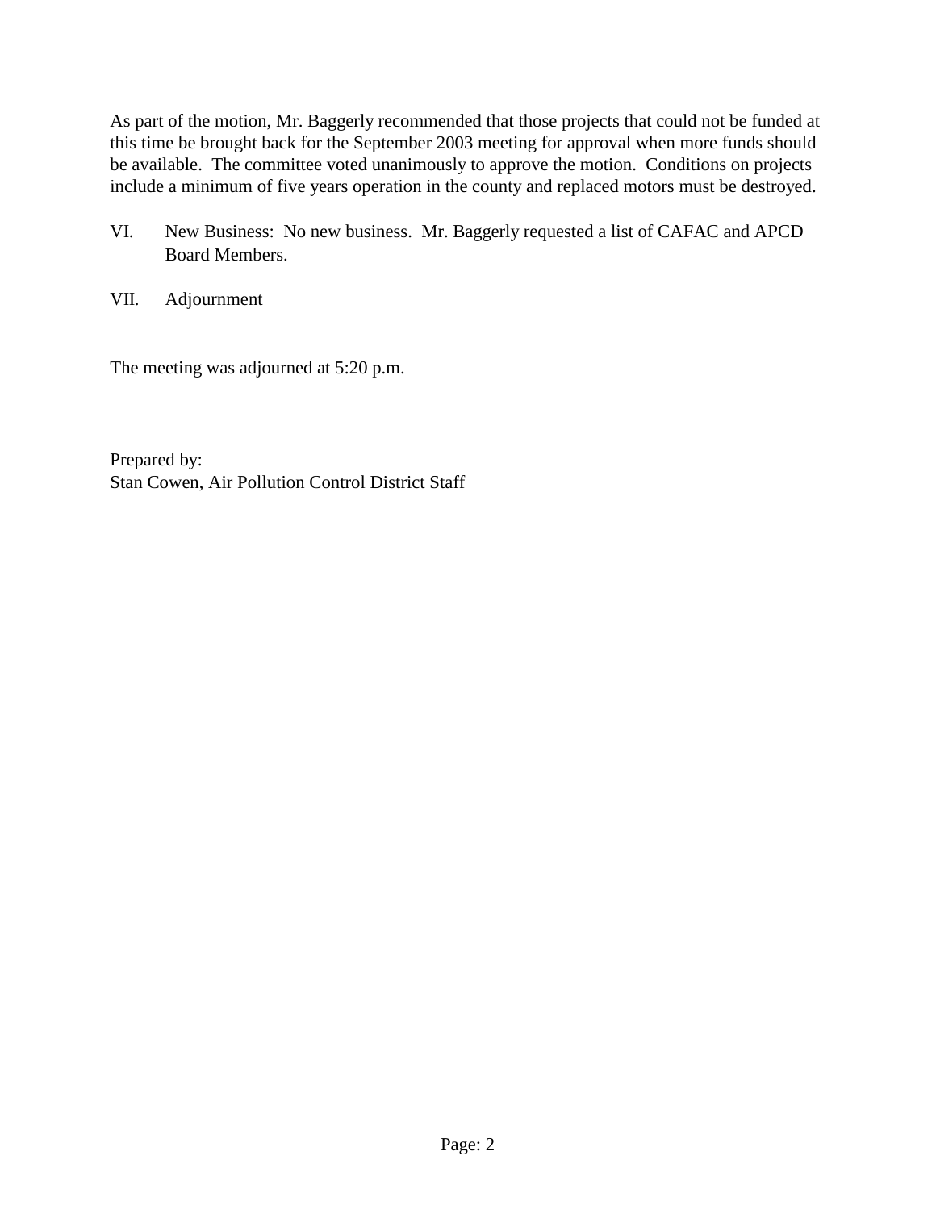As part of the motion, Mr. Baggerly recommended that those projects that could not be funded at this time be brought back for the September 2003 meeting for approval when more funds should be available. The committee voted unanimously to approve the motion. Conditions on projects include a minimum of five years operation in the county and replaced motors must be destroyed.

VI. New Business: No new business. Mr. Baggerly requested a list of CAFAC and APCD Board Members.

VII. Adjournment

The meeting was adjourned at 5:20 p.m.

Prepared by:
Stan Cowen, Air Pollution Control District Staff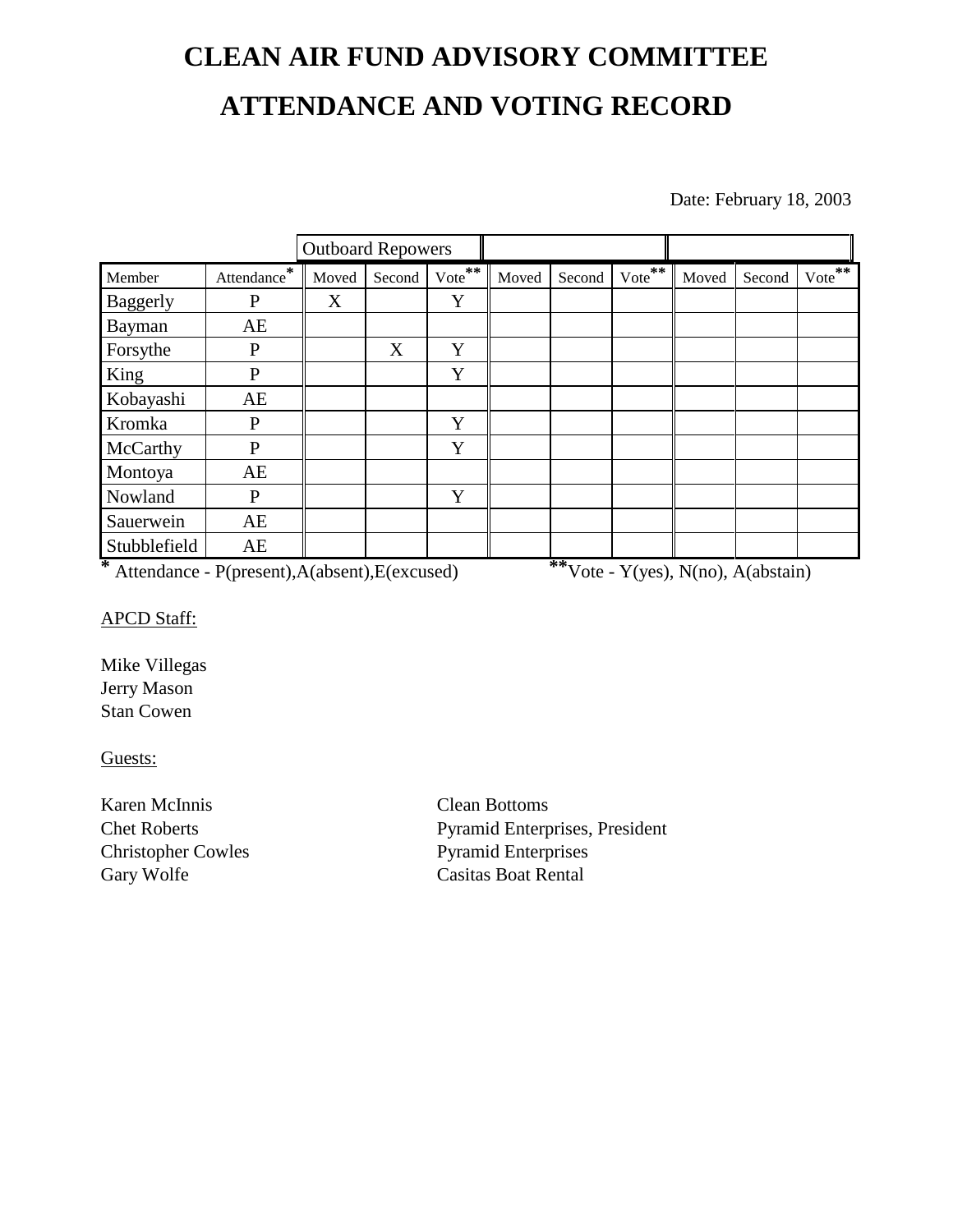# CLEAN AIR FUND ADVISORY COMMITTEE

# ATTENDANCE AND VOTING RECORD

Date: February 18, 2003

| | | Outboard Repowers | | | | | | | | |
|---|---|---|---|---|---|---|---|---|---|---|
| Member | Attendance* | Moved | Second | Vote** | Moved | Second | Vote** | Moved | Second | Vote** |
| Baggerly | P | X | | Y | | | | | | |
| Bayman | AE | | | | | | | | | |
| Forsythe | P | | X | Y | | | | | | |
| King | P | | | Y | | | | | | |
| Kobayashi | AE | | | | | | | | | |
| Kromka | P | | | Y | | | | | | |
| McCarthy | P | | | Y | | | | | | |
| Montoya | AE | | | | | | | | | |
| Nowland | P | | | Y | | | | | | |
| Sauerwein | AE | | | | | | | | | |
| Stubblefield | AE | | | | | | | | | |

* Attendance - P(present),A(absent),E(excused)   **Vote - Y(yes), N(no), A(abstain)

APCD Staff:

Mike Villegas
Jerry Mason
Stan Cowen

Guests:

| | |
|---|---|
| Karen McInnis | Clean Bottoms |
| Chet Roberts | Pyramid Enterprises, President |
| Christopher Cowles | Pyramid Enterprises |
| Gary Wolfe | Casitas Boat Rental |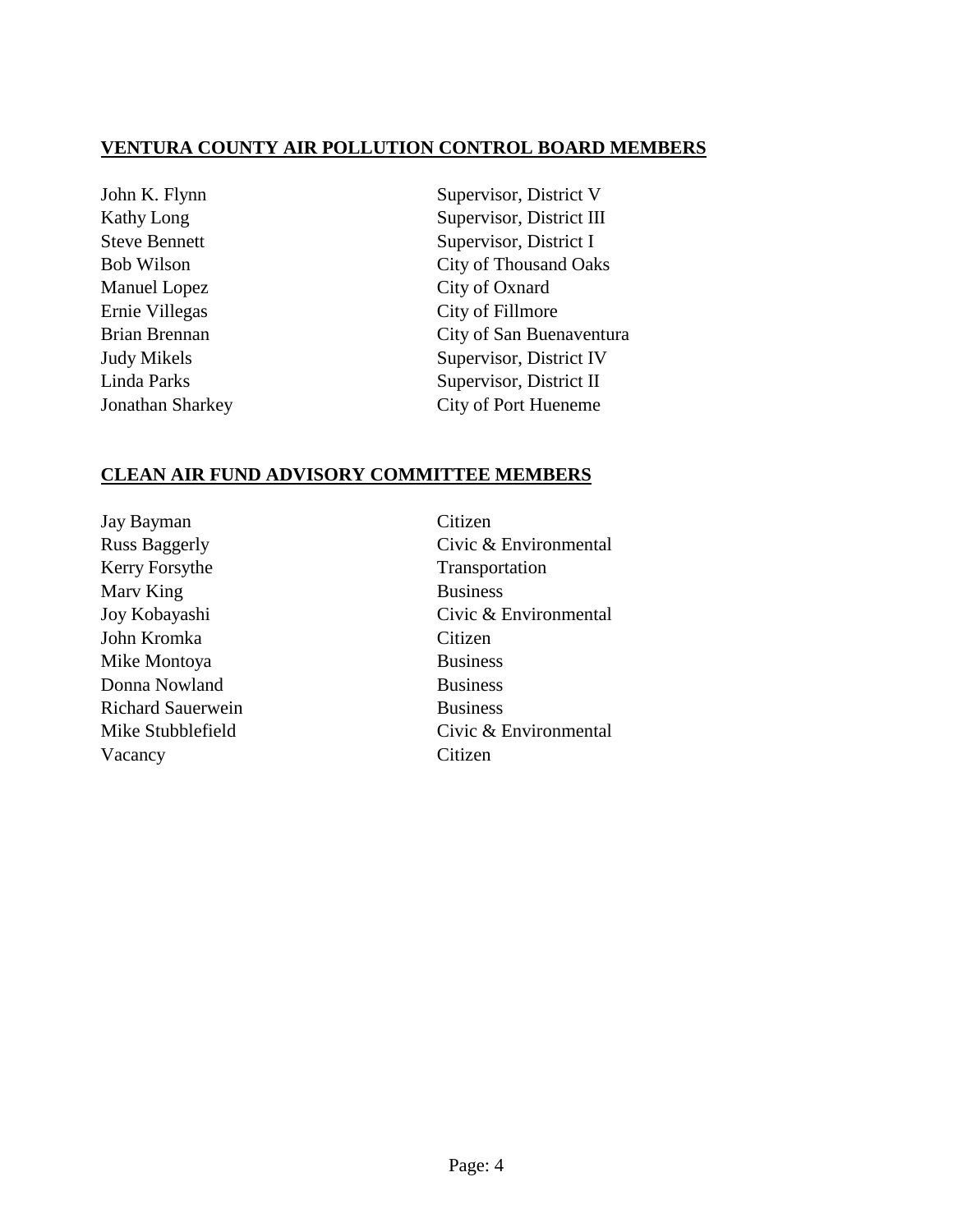## VENTURA COUNTY AIR POLLUTION CONTROL BOARD MEMBERS

| | |
|---|---|
| John K. Flynn | Supervisor, District V |
| Kathy Long | Supervisor, District III |
| Steve Bennett | Supervisor, District I |
| Bob Wilson | City of Thousand Oaks |
| Manuel Lopez | City of Oxnard |
| Ernie Villegas | City of Fillmore |
| Brian Brennan | City of San Buenaventura |
| Judy Mikels | Supervisor, District IV |
| Linda Parks | Supervisor, District II |
| Jonathan Sharkey | City of Port Hueneme |

## CLEAN AIR FUND ADVISORY COMMITTEE MEMBERS

| | |
|---|---|
| Jay Bayman | Citizen |
| Russ Baggerly | Civic & Environmental |
| Kerry Forsythe | Transportation |
| Marv King | Business |
| Joy Kobayashi | Civic & Environmental |
| John Kromka | Citizen |
| Mike Montoya | Business |
| Donna Nowland | Business |
| Richard Sauerwein | Business |
| Mike Stubblefield | Civic & Environmental |
| Vacancy | Citizen |